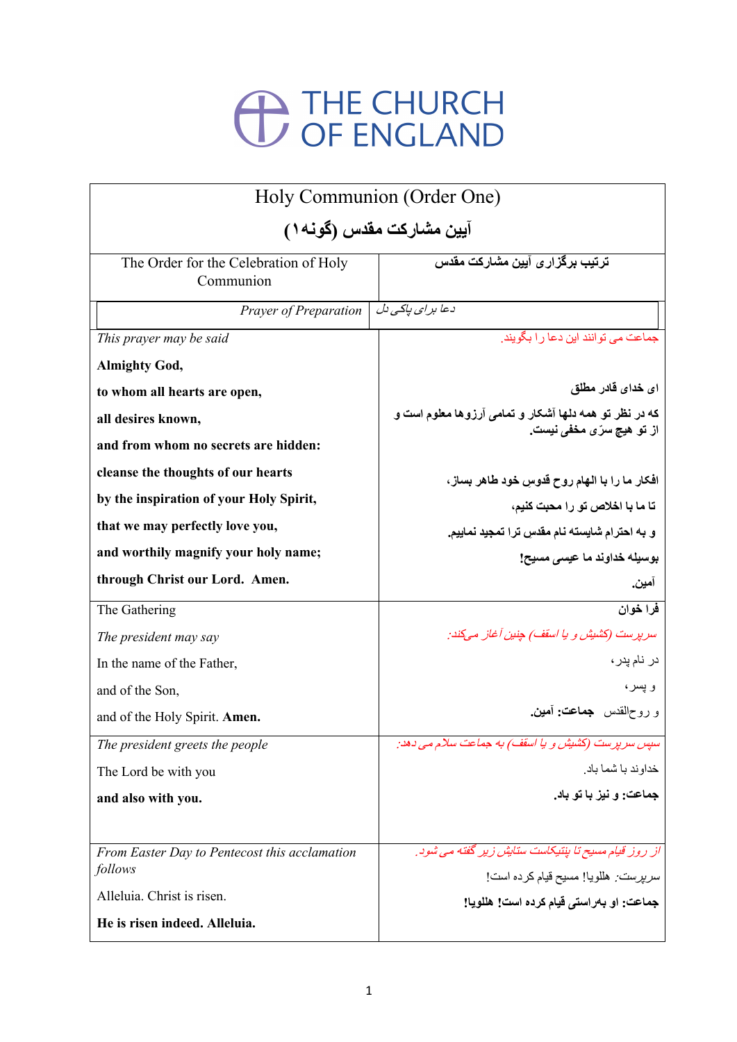# THE CHURCH OF ENGLAND

| Holy Communion (Order One) | |
|---|---|
| **آیین مشارکت مقدس (گونه۱)** | |
| The Order for the Celebration of Holy Communion | **ترتیب برگزاری آیین مشارکت مقدس** |
| *Prayer of Preparation* | *دعا برای پاکی دل* |
| *This prayer may be said*<br><br>**Almighty God,**<br>**to whom all hearts are open,**<br>**all desires known,**<br>**and from whom no secrets are hidden:**<br>**cleanse the thoughts of our hearts**<br>**by the inspiration of your Holy Spirit,**<br>**that we may perfectly love you,**<br>**and worthily magnify your holy name;**<br>**through Christ our Lord. Amen.** | جماعت می توانند این دعا را بگویند.<br><br>**ای خدای قادر مطلق**<br>**که در نظر تو همه دلها آشکار و تمامی آرزوها معلوم است و از تو هیچ سرّی مخفی نیست.**<br>**افکار ما را با الهام روح قدوسِ خود طاهر بساز،**<br>**تا ما با اخلاص تو را محبت کنیم،**<br>**و به احترام شایسته نام مقدس ترا تمجید نماییم.**<br>**بوسیله خداوند ما عیسی مسیح!**<br>**آمین.** |
| The Gathering<br><br>*The president may say*<br><br>In the name of the Father,<br>and of the Son,<br>and of the Holy Spirit. **Amen.** | **فرا خوان**<br><br>*سرپرست (کشیش و یا اسقف) چنین آغاز می‌کند:*<br><br>در نام پدر،<br>و پسر،<br>و روح‌القدس **جماعت: آمین.** |
| *The president greets the people*<br><br>The Lord be with you<br>**and also with you.** | *سپس سرپرست (کشیش و یا اسقف) به جماعت سلام می دهد:*<br><br>خداوند با شما باد.<br>**جماعت: و نیز با تو باد.** |
| *From Easter Day to Pentecost this acclamation follows*<br><br>Alleluia. Christ is risen.<br>**He is risen indeed. Alleluia.** | *از روز قیام مسیح تا پنتیکاست ستایش زیر گفته می شود.*<br><br>*سرپرست:* هللویا! مسیح قیام کرده است!<br>**جماعت: او به‌راستی قیام کرده است! هللویا!** |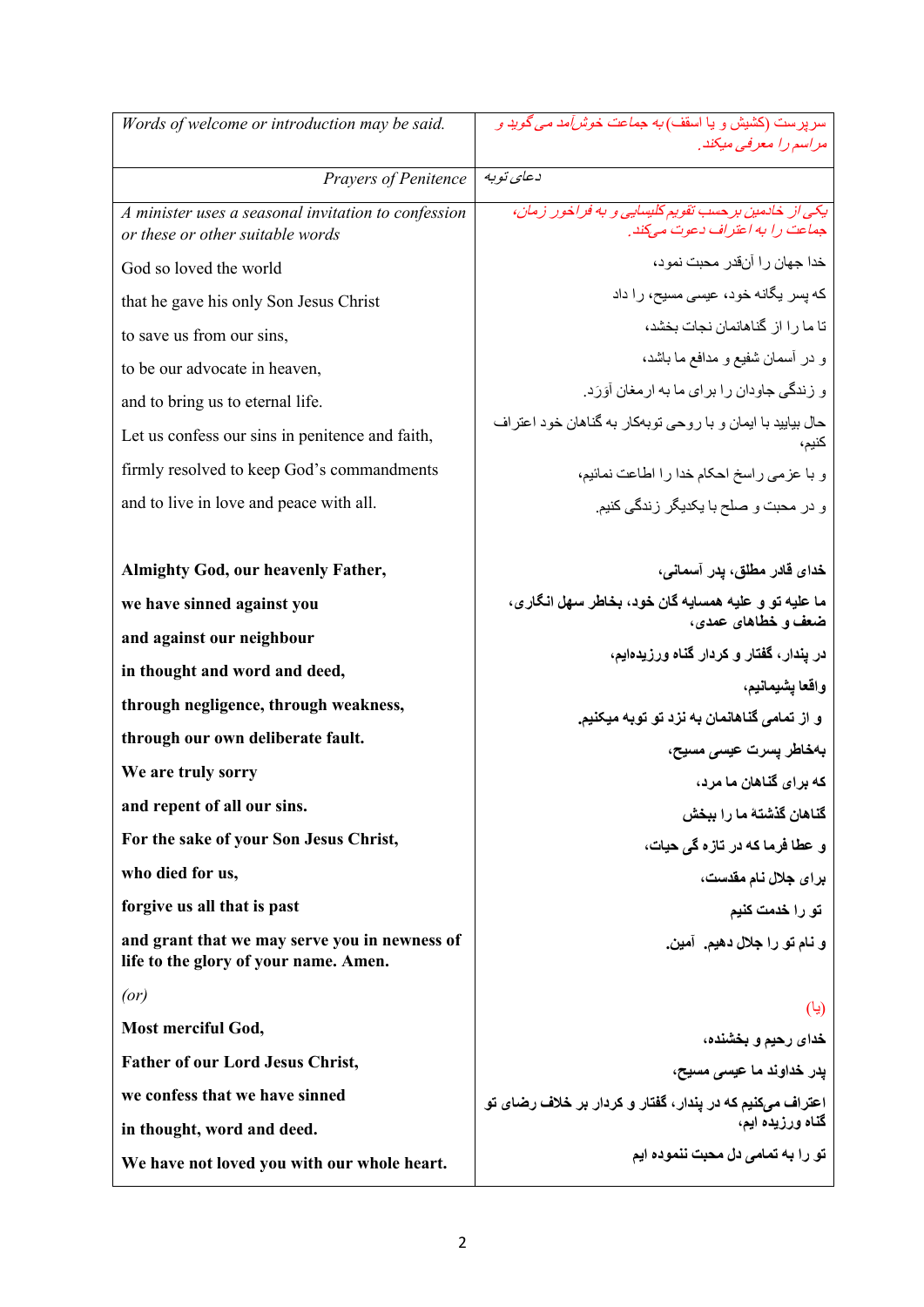| | |
|---|---|
| *Words of welcome or introduction may be said.* | سرپرست (کشیش و یا اسقف) به جماعت خوش‌آمد می‌گوید و مراسم را معرفی میکند. |
| *Prayers of Penitence* | دعای توبه |
| *A minister uses a seasonal invitation to confession or these or other suitable words*<br><br>God so loved the world<br><br>that he gave his only Son Jesus Christ<br><br>to save us from our sins,<br><br>to be our advocate in heaven,<br><br>and to bring us to eternal life.<br><br>Let us confess our sins in penitence and faith,<br><br>firmly resolved to keep God's commandments<br><br>and to live in love and peace with all.<br><br><br>**Almighty God, our heavenly Father,**<br><br>**we have sinned against you**<br><br>**and against our neighbour**<br><br>**in thought and word and deed,**<br><br>**through negligence, through weakness,**<br><br>**through our own deliberate fault.**<br><br>**We are truly sorry**<br><br>**and repent of all our sins.**<br><br>**For the sake of your Son Jesus Christ,**<br><br>**who died for us,**<br><br>**forgive us all that is past**<br><br>**and grant that we may serve you in newness of life to the glory of your name. Amen.**<br><br>*(or)*<br><br>**Most merciful God,**<br><br>**Father of our Lord Jesus Christ,**<br><br>**we confess that we have sinned**<br><br>**in thought, word and deed.**<br><br>**We have not loved you with our whole heart.** | یکی از خادمین برحسب تقویم کلیسایی و به فراخور زمان، جماعت را به اعتراف دعوت می‌کند.<br><br>خدا جهان را آنقدر محبت نمود،<br><br>که پسر یگانه خود، عیسی مسیح، را داد<br><br>تا ما را از گناهانمان نجات بخشد،<br><br>و در آسمان شفیع و مدافع ما باشد،<br><br>و زندگی جاودان را برای ما به ارمغان آوَرَد.<br><br>حال بیایید با ایمان و با روحی توبه‌کار به گناهان خود اعتراف کنیم،<br><br>و با عزمی راسخ احکام خدا را اطاعت نمائیم،<br><br>و در محبت و صلح با یکدیگر زندگی کنیم.<br><br><br>**خدای قادر مطلق، پدر آسمانی،**<br><br>**ما علیه تو و علیه همسایه گان خود، بخاطر سهل انگاری، ضعف و خطاهای عمدی،**<br><br>**در پندار، گفتار و کردار گناه ورزیده‌ایم،**<br><br>**واقعا پشیمانیم،**<br><br>**و از تمامی گناهانمان به نزد تو توبه میکنیم.**<br><br>**به‌خاطر پسرت عیسی مسیح،**<br><br>**که برای گناهان ما مرد،**<br><br>**گناهان گذشتهٔ ما را ببخش**<br><br>**و عطا فرما که در تازه گی حیات،**<br><br>**برای جلال نام مقدسه،**<br><br>**تو را خدمت کنیم**<br><br>**و نام تو را جلال دهیم. آمین.**<br><br>(یا)<br><br>**خدای رحیم و بخشنده،**<br><br>**پدر خداوند ما عیسی مسیح،**<br><br>**اعتراف می‌کنیم که در پندار، گفتار و کردار بر خلاف رضای تو گناه ورزیده ایم،**<br><br>**تو را به تمامی دل محبت ننموده ایم** |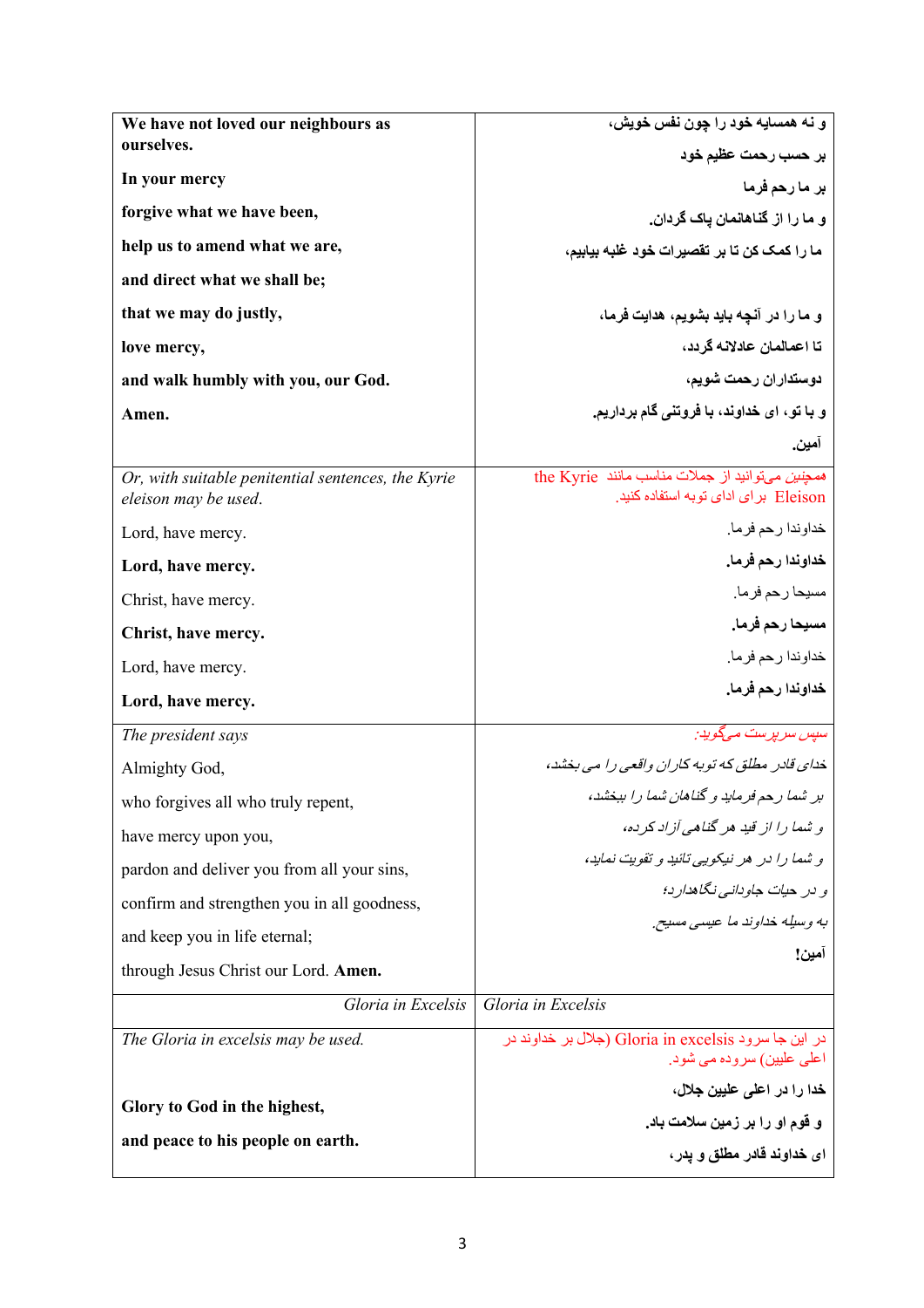| | |
|---|---|
| **We have not loved our neighbours as ourselves.**<br><br>**In your mercy**<br><br>**forgive what we have been,**<br><br>**help us to amend what we are,**<br><br>**and direct what we shall be;**<br><br>**that we may do justly,**<br><br>**love mercy,**<br><br>**and walk humbly with you, our God.**<br><br>**Amen.** | **و نه همسایه خود را چون نفس خویش،**<br><br>**بر حسب رحمت عظیم خود**<br><br>**بر ما رحم فرما**<br><br>**و ما را از گناهانمان پاک گردان.**<br><br>**ما را کمک کن تا بر تقصیرات خود غلبه بیابیم،**<br><br>**و ما را در آنچه باید بشویم، هدایت فرما،**<br><br>**تا اعمالمان عادلانه گردد،**<br><br>**دوستداران رحمت شویم،**<br><br>**و با تو، ای خداوند، با فروتنی گام برداریم.**<br><br>**آمین.** |
| *Or, with suitable penitential sentences, the Kyrie eleison may be used.*<br><br>Lord, have mercy.<br><br>**Lord, have mercy.**<br><br>Christ, have mercy.<br><br>**Christ, have mercy.**<br><br>Lord, have mercy.<br><br>**Lord, have mercy.** | *همچنین میتوانید از جملات مناسب مانند* the Kyrie Eleison برای ادای توبه استفاده کنید.<br><br>خداوندا رحم فرما.<br><br>**خداوندا رحم فرما.**<br><br>مسیحا رحم فرما.<br><br>**مسیحا رحم فرما.**<br><br>خداوندا رحم فرما.<br><br>**خداوندا رحم فرما.** |
| *The president says*<br><br>Almighty God,<br><br>who forgives all who truly repent,<br><br>have mercy upon you,<br><br>pardon and deliver you from all your sins,<br><br>confirm and strengthen you in all goodness,<br><br>and keep you in life eternal;<br><br>through Jesus Christ our Lord. **Amen.** | *سپس سرپرست میگوید:*<br><br>*خدای قادر مطلق که توبه کاران واقعی را می بخشد،*<br><br>*بر شما رحم فرماید و گناهان شما را ببخشد،*<br><br>*و شما را از قید هر گناهی آزاد کرده،*<br><br>*و شما را در هر نیکویی تائید و تقویت نماید،*<br><br>*و در حیات جاودانی نگاهدارد؛*<br><br>*به وسیله خداوند ما عیسی مسیح.*<br><br>**آمین!** |
| *Gloria in Excelsis* | *Gloria in Excelsis* |
| *The Gloria in excelsis may be used.*<br><br>**Glory to God in the highest,**<br><br>**and peace to his people on earth.** | در این جا سرود Gloria in excelsis (جلال بر خداوند در اعلی علیین) سروده می شود.<br><br>**خدا را در اعلی علیین جلال،**<br><br>**و قوم او را بر زمین سلامت باد.**<br><br>**ای خداوند قادر مطلق و پدر،** |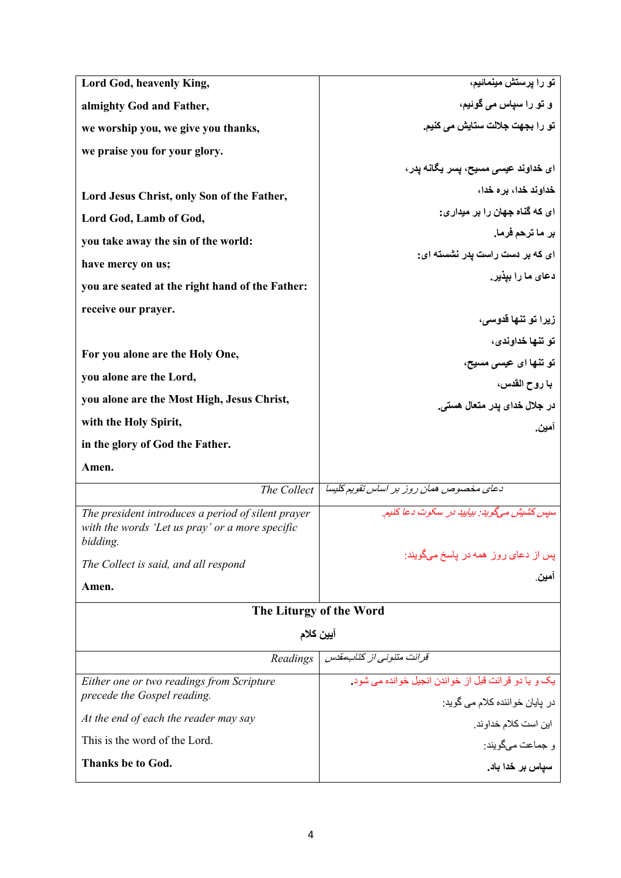| | |
|---|---|
| **Lord God, heavenly King,**<br><br>**almighty God and Father,**<br><br>**we worship you, we give you thanks,**<br><br>**we praise you for your glory.**<br><br>**Lord Jesus Christ, only Son of the Father,**<br><br>**Lord God, Lamb of God,**<br><br>**you take away the sin of the world:**<br><br>**have mercy on us;**<br><br>**you are seated at the right hand of the Father:**<br><br>**receive our prayer.**<br><br>**For you alone are the Holy One,**<br><br>**you alone are the Lord,**<br><br>**you alone are the Most High, Jesus Christ,**<br><br>**with the Holy Spirit,**<br><br>**in the glory of God the Father.**<br><br>**Amen.** | **تو را پرستش مینمائیم،**<br><br>**و تو را سپاس می گوئیم،**<br><br>**تو را بجهت جلالت ستایش می کنیم.**<br><br>**ای خداوند عیسی مسیح، پسر یگانه پدر،**<br><br>**خداوند خدا، بره خدا،**<br><br>**ای که گناه جهان را بر میداری:**<br><br>**بر ما ترحم فرما.**<br><br>**ای که بر دست راست پدر نشسته ای:**<br><br>**دعای ما را بپذیر.**<br><br>**زیرا تو تنها قدوسی،**<br><br>**تو تنها خداوندی،**<br><br>**تو تنها ای عیسی مسیح،**<br><br>**با روح القدس،**<br><br>**در جلال خدای پدر متعال هستی.**<br><br>**آمین.** |
| *The Collect* | *دعای مخصوص همان روز بر اساس تقویم کلیسا* |
| *The president introduces a period of silent prayer with the words 'Let us pray' or a more specific bidding.*<br><br>*The Collect is said, and all respond*<br><br>**Amen.** | *سپس کشیش می‌گوید: بیایید در سکوت دعا کنیم.*<br><br>*پس از دعای روز همه در پاسخ می‌گویند:*<br><br>آمین. |

## The Liturgy of the Word

## آیین کلام

| | |
|---|---|
| *Readings* | *قرائت متنوعی از کتاب‌مقدس* |
| *Either one or two readings from Scripture precede the Gospel reading.*<br><br>*At the end of each the reader may say*<br><br>This is the word of the Lord.<br><br>**Thanks be to God.** | یک و یا دو قرائت قبل از خواندن انجیل خوانده می شود.<br><br>در پایان خواننده کلام می گوید:<br><br>این است کلام خداوند.<br><br>و جماعت می‌گویند:<br><br>**سپاس بر خدا باد.** |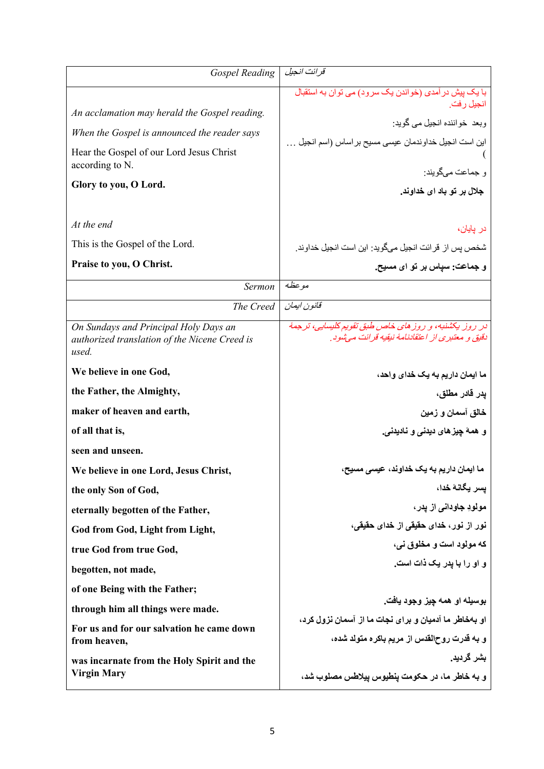| Gospel Reading | قرائت انجیل |
|---|---|
| *An acclamation may herald the Gospel reading.*<br><br>*When the Gospel is announced the reader says*<br><br>Hear the Gospel of our Lord Jesus Christ according to N.<br><br>**Glory to you, O Lord.**<br><br>*At the end*<br><br>This is the Gospel of the Lord.<br><br>**Praise to you, O Christ.** | با یک پیش درآمدی (خواندن یک سرود) می توان به استقبال انجیل رفت.<br><br>وبعد خواننده انجیل می گوید:<br><br>این است انجیل خداوندمان عیسی مسیح براساس (اسم انجیل … )<br><br>و جماعت می‌گویند:<br><br>**جلال بر تو باد ای خداوند.**<br><br>در پایان،<br><br>شخص پس از قرائت انجیل می‌گوید: این است انجیل خداوند.<br><br>**و جماعت: سپاس بر تو ای مسیح.** |
| Sermon | موعظه |
| The Creed | قانون ایمان |
| *On Sundays and Principal Holy Days an authorized translation of the Nicene Creed is used.*<br><br>**We believe in one God,**<br><br>**the Father, the Almighty,**<br><br>**maker of heaven and earth,**<br><br>**of all that is,**<br><br>**seen and unseen.**<br><br>**We believe in one Lord, Jesus Christ,**<br><br>**the only Son of God,**<br><br>**eternally begotten of the Father,**<br><br>**God from God, Light from Light,**<br><br>**true God from true God,**<br><br>**begotten, not made,**<br><br>**of one Being with the Father;**<br><br>**through him all things were made.**<br><br>**For us and for our salvation he came down from heaven,**<br><br>**was incarnate from the Holy Spirit and the Virgin Mary** | *در روز یکشنبه، و روزهای خاص طبق تقویم کلیسایی، ترجمهٔ دقیق و معتبری از اعتقادنامهٔ نیقیه قرائت می‌شود.*<br><br>**ما ایمان داریم به یک خدای واحد،**<br><br>**پدر قادر مطلق،**<br><br>**خالق آسمان و زمین**<br><br>**و همهٔ چیزهای دیدنی و نادیدنی.**<br><br>**ما ایمان داریم به یک خداوند، عیسی مسیح،**<br><br>**پسر یگانهٔ خدا،**<br><br>**مولود جاودانی از پدر،**<br><br>**نور از نور، خدای حقیقی از خدای حقیقی،**<br><br>**که مولود است و مخلوق نی،**<br><br>**و او را با پدر یک ذات است.**<br><br>**بوسیله او همه چیز وجود یافت.**<br><br>**او بخاطر ما آدمیان و برای نجات ما از آسمان نزول کرد،**<br><br>**و به قدرت روح‌القدس از مریم باکره متولد شده،**<br><br>**بشر گردید.**<br><br>**و به خاطر ما، در حکومت پنطیوس پیلاطس مصلوب شد،** |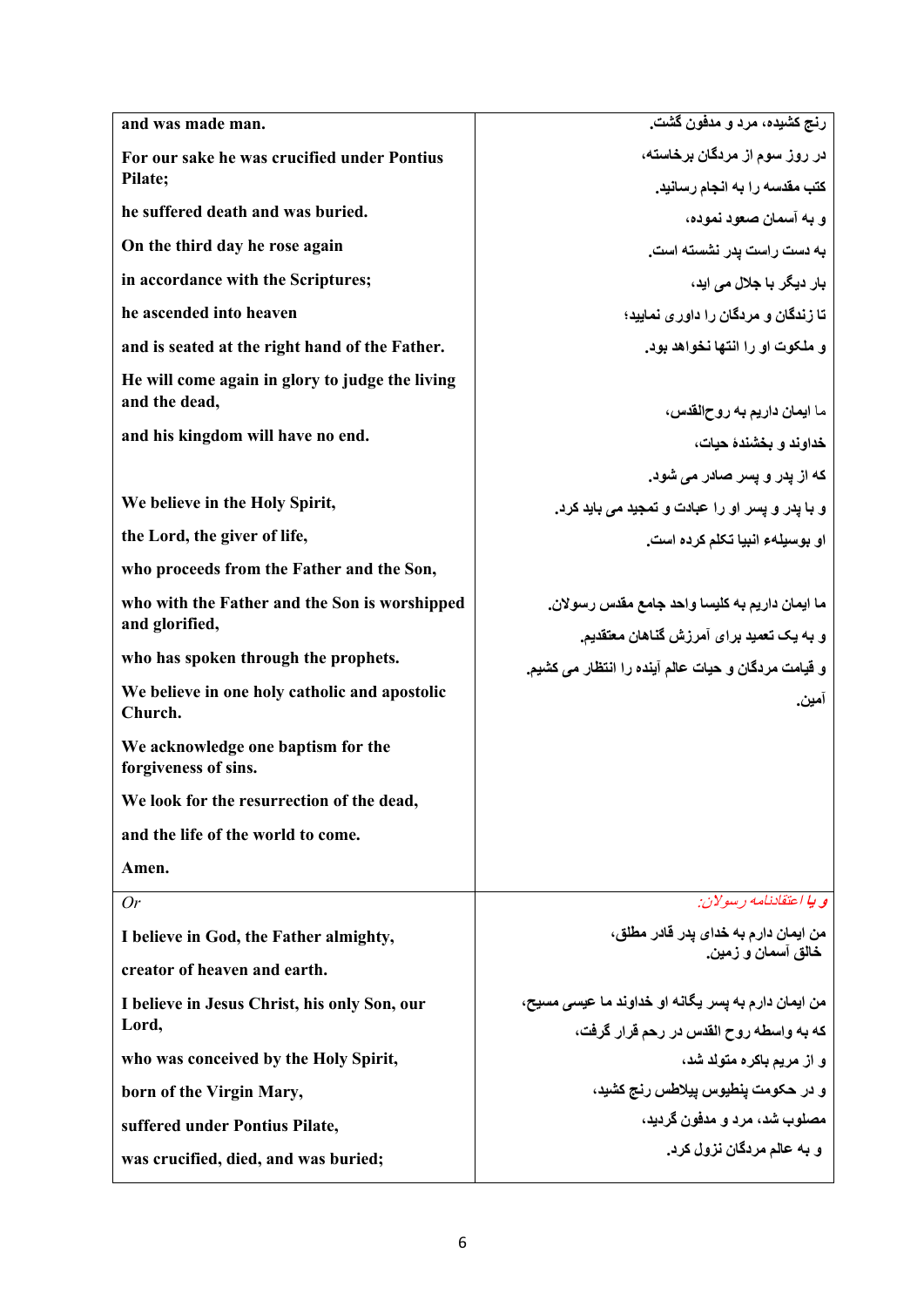| | |
|---|---|
| **and was made man.**<br><br>**For our sake he was crucified under Pontius Pilate;**<br><br>**he suffered death and was buried.**<br><br>**On the third day he rose again**<br><br>**in accordance with the Scriptures;**<br><br>**he ascended into heaven**<br><br>**and is seated at the right hand of the Father.**<br><br>**He will come again in glory to judge the living and the dead,**<br><br>**and his kingdom will have no end.**<br><br><br>**We believe in the Holy Spirit,**<br><br>**the Lord, the giver of life,**<br><br>**who proceeds from the Father and the Son,**<br><br>**who with the Father and the Son is worshipped and glorified,**<br><br>**who has spoken through the prophets.**<br><br>**We believe in one holy catholic and apostolic Church.**<br><br>**We acknowledge one baptism for the forgiveness of sins.**<br><br>**We look for the resurrection of the dead,**<br><br>**and the life of the world to come.**<br><br>**Amen.** | **رنج کشیده، مرد و مدفون گشت.**<br><br>**در روز سوم از مردگان برخاسته،**<br><br>**کتب مقدسه را به انجام رسانید.**<br><br>**و به آسمان صعود نموده،**<br><br>**به دست راست پدر نشسته است.**<br><br>**بار دیگر با جلال می اید،**<br><br>**تا زندگان و مردگان را داوری نمایید؛**<br><br>**و ملکوت او را انتها نخواهد بود.**<br><br><br>**ما ایمان داریم به روح‌القدس،**<br><br>**خداوند و بخشندۀ حیات،**<br><br>**که از پدر و پسر صادر می شود.**<br><br>**و با پدر و پسر او را عبادت و تمجید می باید کرد.**<br><br>**او بوسیلهء انبیا تکلم کرده است.**<br><br><br>**ما ایمان داریم به کلیسا واحد جامع مقدس رسولان.**<br><br>**و به یک تعمید برای آمرزش گناهان معتقدیم.**<br><br>**و قیامت مردگان و حیات عالم آینده را انتظار می کشیم.**<br><br>**آمین.** |
| *Or*<br><br>**I believe in God, the Father almighty,**<br><br>**creator of heaven and earth.**<br><br>**I believe in Jesus Christ, his only Son, our Lord,**<br><br>**who was conceived by the Holy Spirit,**<br><br>**born of the Virgin Mary,**<br><br>**suffered under Pontius Pilate,**<br><br>**was crucified, died, and was buried;** | *و یا اعتقادنامه رسولان:*<br><br>**من ایمان دارم به خدای پدر قادر مطلق،**<br>**خالق آسمان و زمین.**<br><br>**من ایمان دارم به پسر یگانه او خداوند ما عیسی مسیح،**<br><br>**که به واسطه روح القدس در رحم قرار گرفت،**<br><br>**و از مریم باکره متولد شد،**<br><br>**و در حکومت پنطیوس پیلاطس رنج کشید،**<br><br>**مصلوب شد، مرد و مدفون گردید،**<br><br>**و به عالم مردگان نزول کرد.** |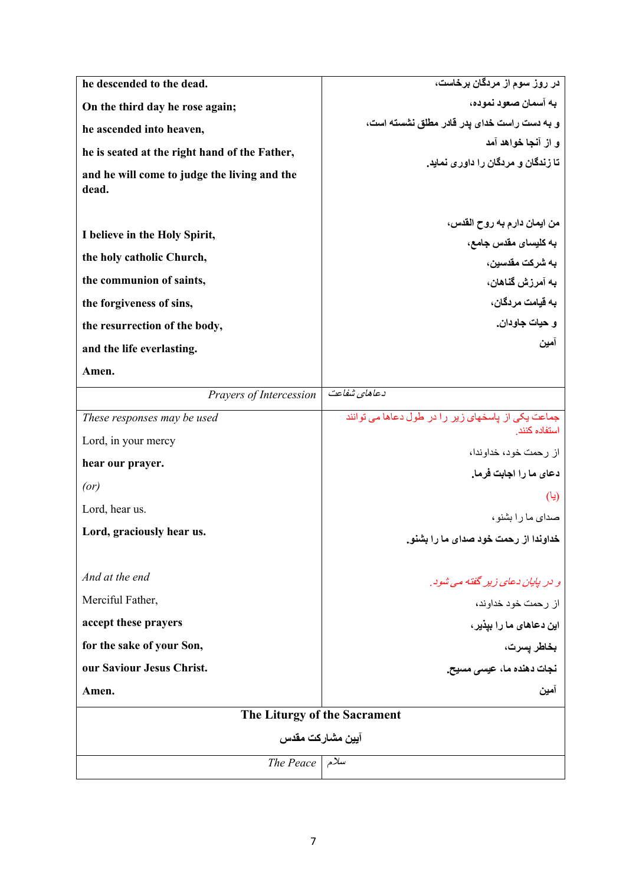| | |
|---|---|
| **he descended to the dead.**<br><br>**On the third day he rose again;**<br><br>**he ascended into heaven,**<br><br>**he is seated at the right hand of the Father,**<br><br>**and he will come to judge the living and the dead.**<br><br><br>**I believe in the Holy Spirit,**<br><br>**the holy catholic Church,**<br><br>**the communion of saints,**<br><br>**the forgiveness of sins,**<br><br>**the resurrection of the body,**<br><br>**and the life everlasting.**<br><br>**Amen.** | **در روز سوم از مردگان برخاست،**<br><br>**به آسمان صعود نموده،**<br><br>**و به دست راست خدای پدر قادر مطلق نشسته است،**<br><br>**و از آنجا خواهد آمد**<br><br>**تا زندگان و مردگان را داوری نماید.**<br><br><br>**من ایمان دارم به روح القدس،**<br><br>**به کلیسای مقدس جامع،**<br><br>**به شرکت مقدسین،**<br><br>**به آمرزش گناهان،**<br><br>**به قیامت مردگان،**<br><br>**و حیات جاودان.**<br><br>**آمین** |
| *Prayers of Intercession* | *دعاهای شفاعت* |
| *These responses may be used*<br><br>Lord, in your mercy<br><br>**hear our prayer.**<br><br>*(or)*<br><br>Lord, hear us.<br><br>**Lord, graciously hear us.**<br><br><br>*And at the end*<br><br>Merciful Father,<br><br>**accept these prayers**<br><br>**for the sake of your Son,**<br><br>**our Saviour Jesus Christ.**<br><br>**Amen.** | جماعت یکی از پاسخهای زیر را در طول دعاها می توانند استفاده کنند.<br><br>از رحمت خود، خداوندا،<br><br>**دعای ما را اجابت فرما.**<br><br>(یا)<br><br>صدای ما را بشنو،<br><br>**خداوندا از رحمت خود صدای ما را بشنو.**<br><br><br>*و در پایان دعای زیر گفته می شود.*<br><br>از رحمت خود خداوند،<br><br>**این دعاهای ما را بپذیر،**<br><br>**بخاطر پسرت،**<br><br>**نجات دهنده ما، عیسی مسیح.**<br><br>**آمین** |

## The Liturgy of the Sacrament

## آیین مشارکت مقدس

| | |
|---|---|
| *The Peace* | *سلام* |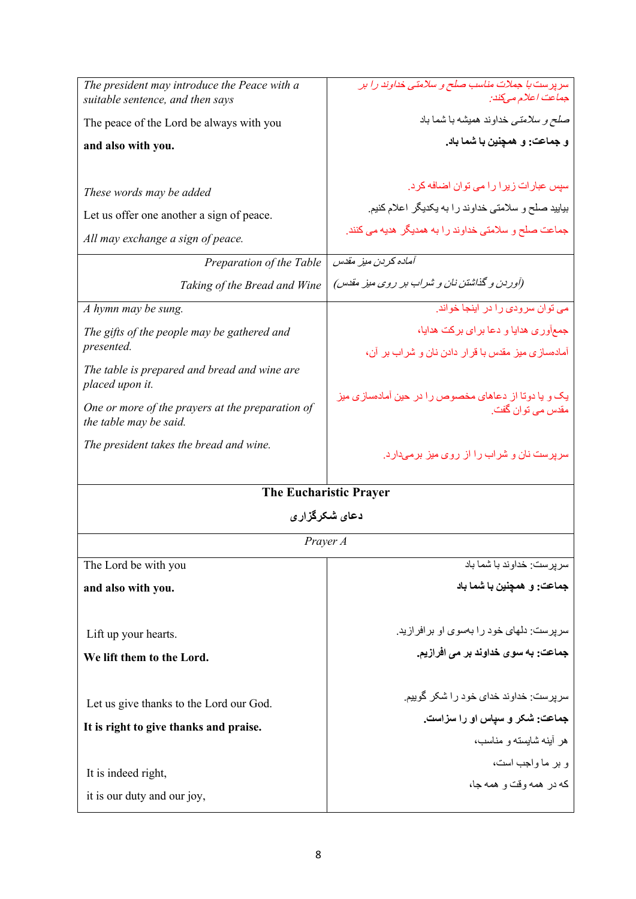| | |
|---|---|
| *The president may introduce the Peace with a suitable sentence, and then says*<br><br>The peace of the Lord be always with you<br><br>**and also with you.**<br><br><br>*These words may be added*<br><br>Let us offer one another a sign of peace.<br><br>*All may exchange a sign of peace.* | *سرپرست با جملات مناسب صلح و سلامتی خداوند را بر جماعت اعلام می‌کند:*<br><br>*صلح و سلامتی* خداوند همیشه با شما باد<br><br>**و جماعت: و همچنین با شما باد.**<br><br>سپس عبارات زیرا را می توان اضافه کرد.<br><br>بیایید صلح و سلامتی خداوند را به یکدیگر اعلام کنیم.<br><br>جماعت صلح و سلامتی خداوند را به همدیگر هدیه می کنند. |
| *Preparation of the Table*<br><br>*Taking of the Bread and Wine* | *آماده کردن میز مقدس*<br><br>*(آوردن و گذاشتن نان و شراب بر روی میز مقدس)* |
| *A hymn may be sung.*<br><br>*The gifts of the people may be gathered and presented.*<br><br>*The table is prepared and bread and wine are placed upon it.*<br><br>*One or more of the prayers at the preparation of the table may be said.*<br><br>*The president takes the bread and wine.* | می توان سرودی را در اینجا خواند.<br><br>جمع‌آوری هدایا و دعا برای برکت هدایا،<br><br>آمادهسازی میز مقدس با قرار دادن نان و شراب بر آن،<br><br>یک و یا دوتا از دعاهای مخصوص را در حین آمادهسازی میز مقدس می توان گفت.<br><br>سرپرست نان و شراب را از روی میز برمی‌دارد. |
| **The Eucharistic Prayer** | **دعای شکرگزاری** |
| *Prayer A* | |
| The Lord be with you<br><br>**and also with you.**<br><br><br>Lift up your hearts.<br><br>**We lift them to the Lord.**<br><br><br>Let us give thanks to the Lord our God.<br><br>**It is right to give thanks and praise.**<br><br><br>It is indeed right,<br><br>it is our duty and our joy, | سرپرست: خداوند با شما باد<br><br>**جماعت: و همچنین با شما باد**<br><br>سرپرست: دلهای خود را به‌سوی او برافرازید.<br><br>**جماعت: به سوی خداوند بر می افرازیم.**<br><br>سرپرست: خداوند خدای خود را شکر گوییم.<br><br>**جماعت: شکر و سپاس او را سزاست.**<br><br>هر آینه شایسته و مناسب،<br><br>و بر ما واجب است،<br><br>که در همه وقت و همه جا، |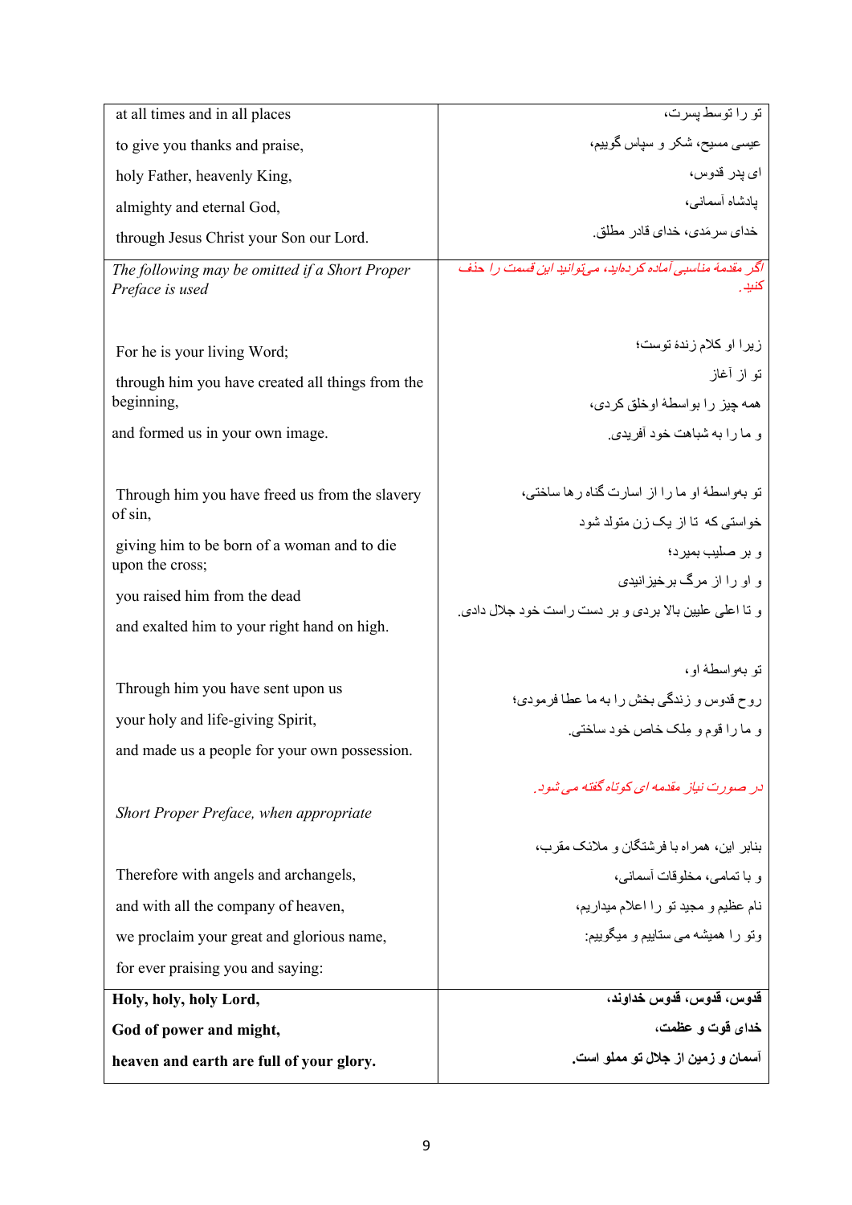| | |
|---|---|
| at all times and in all places<br><br>to give you thanks and praise,<br><br>holy Father, heavenly King,<br><br>almighty and eternal God,<br><br>through Jesus Christ your Son our Lord. | تو را توسط پسرت،<br><br>عیسی مسیح، شکر و سپاس گوییم،<br><br>ای پدر قدوس،<br><br>پادشاه آسمانی،<br><br>خدای سرمَدی، خدای قادر مطلق. |
| *The following may be omitted if a Short Proper Preface is used*<br><br>For he is your living Word;<br><br>through him you have created all things from the beginning,<br><br>and formed us in your own image.<br><br>Through him you have freed us from the slavery of sin,<br><br>giving him to be born of a woman and to die upon the cross;<br><br>you raised him from the dead<br><br>and exalted him to your right hand on high.<br><br>Through him you have sent upon us<br><br>your holy and life-giving Spirit,<br><br>and made us a people for your own possession.<br><br>*Short Proper Preface, when appropriate*<br><br>Therefore with angels and archangels,<br><br>and with all the company of heaven,<br><br>we proclaim your great and glorious name,<br><br>for ever praising you and saying: | *اگر مقدمهٔ مناسبی آماده کرده‌اید، می‌توانید این قسمت را حذف کنید.*<br><br>زیرا او کلام زندهٔ توست؛<br><br>تو از آغاز<br><br>همه چیز را بواسطهٔ اوخلق کردی،<br><br>و ما را به شباهت خود آفریدی.<br><br>تو به‌واسطهٔ او ما را از اسارت گناه رها ساختی،<br><br>خواستی که تا از یک زن متولد شود<br><br>و بر صلیب بمیرد؛<br><br>و او را از مرگ برخیزانیدی<br><br>و تا اعلی علیین بالا بردی و بر دست راست خود جلال دادی.<br><br>تو به‌واسطهٔ او،<br><br>روح قدوس و زندگی بخش را به ما عطا فرمودی؛<br><br>و ما را قوم و مِلک خاص خود ساختی.<br><br>*در صورت نیاز مقدمه ای کوتاه گفته می شود.*<br><br>بنابر این، همراه با فرشتگان و ملائک مقرب،<br><br>و با تمامی، مخلوقات آسمانی،<br><br>نام عظیم و مجید تو را اعلام میداریم،<br><br>وتو را همیشه می ستاییم و میگوییم: |
| **Holy, holy, holy Lord,**<br><br>**God of power and might,**<br><br>**heaven and earth are full of your glory.** | **قدوس، قدوس، قدوس خداوند،**<br><br>**خدای قوت و عظمت،**<br><br>**آسمان و زمین از جلال تو مملو است.** |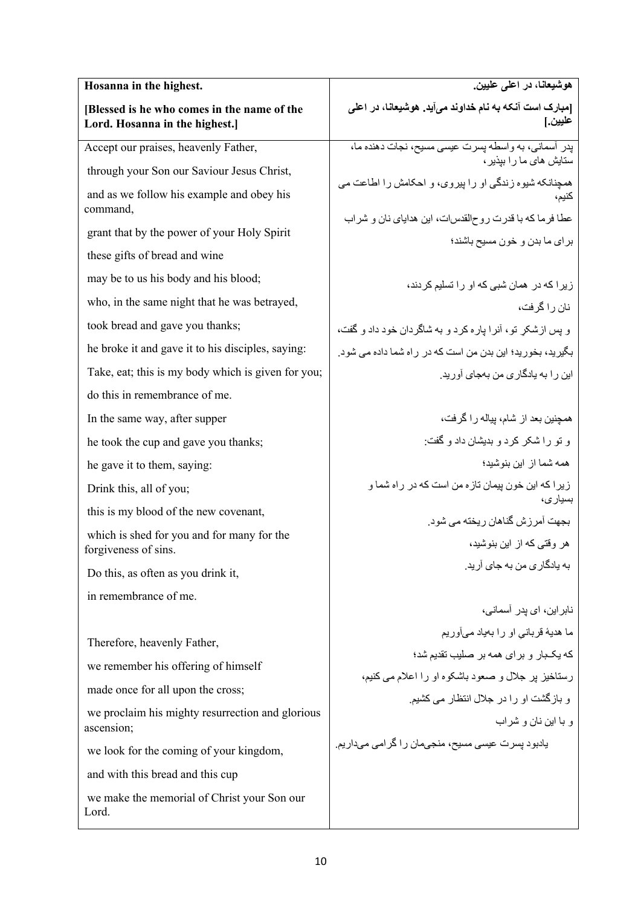| **Hosanna in the highest.** | **هوشیعانا، در اعلی علیین.** |
|---|---|
| **[Blessed is he who comes in the name of the Lord. Hosanna in the highest.]** | **[مبارک است آنکه به نام خداوند می‌آید. هوشیعانا، در اعلی علیین.]** |
| Accept our praises, heavenly Father,<br>through your Son our Saviour Jesus Christ,<br>and as we follow his example and obey his command,<br>grant that by the power of your Holy Spirit<br>these gifts of bread and wine<br>may be to us his body and his blood;<br>who, in the same night that he was betrayed,<br>took bread and gave you thanks;<br>he broke it and gave it to his disciples, saying:<br>Take, eat; this is my body which is given for you;<br>do this in remembrance of me.<br>In the same way, after supper<br>he took the cup and gave you thanks;<br>he gave it to them, saying:<br>Drink this, all of you;<br>this is my blood of the new covenant,<br>which is shed for you and for many for the forgiveness of sins.<br>Do this, as often as you drink it,<br>in remembrance of me.<br><br>Therefore, heavenly Father,<br>we remember his offering of himself<br>made once for all upon the cross;<br>we proclaim his mighty resurrection and glorious ascension;<br>we look for the coming of your kingdom,<br>and with this bread and this cup<br>we make the memorial of Christ your Son our Lord. | پدر آسمانی، به واسطه پسرت عیسی مسیح، نجات دهنده ما، ستایش های ما را بپذیر،<br>همچنانکه شیوه زندگی او را پیروی، و احکامش را اطاعت می کنیم،<br>عطا فرما که با قدرت روح‌القدس‌ات، این هدایای نان و شراب<br>برای ما بدن و خون مسیح باشند؛<br><br>زیرا که در همان شبی که او را تسلیم کردند،<br>نان را گرفت،<br>و پس از شکر تو، آنرا پاره کرد و به شاگردان خود داد و گفت،<br>بگیرید، بخورید؛ این بدن من است که در راه شما داده می شود.<br>این را به یادگاری من به‌جای آورید.<br><br>همچنین بعد از شام، پیاله را گرفت،<br>و تو را شکر کرد و بدیشان داد و گفت:<br>همه شما از این بنوشید؛<br>زیرا که این خون پیمان تازه من است که در راه شما و بسیاری،<br>بجهت آمرزش گناهان ریخته می شود.<br>هر وقتی که از این بنوشید،<br>به یادگاری من به جای آرید.<br><br>نابراین، ای پدر آسمانی،<br>ما هدیهٔ قربانی او را به‌یاد می‌آوریم<br>که یکبار و برای همه بر صلیب تقدیم شد؛<br>رستاخیز پر جلال و صعود باشکوه او را اعلام می کنیم،<br>و بازگشت او را در جلال انتظار می کشیم.<br>و با این نان و شراب<br>یادبود پسرت عیسی مسیح، منجی‌مان را گرامی می‌داریم. |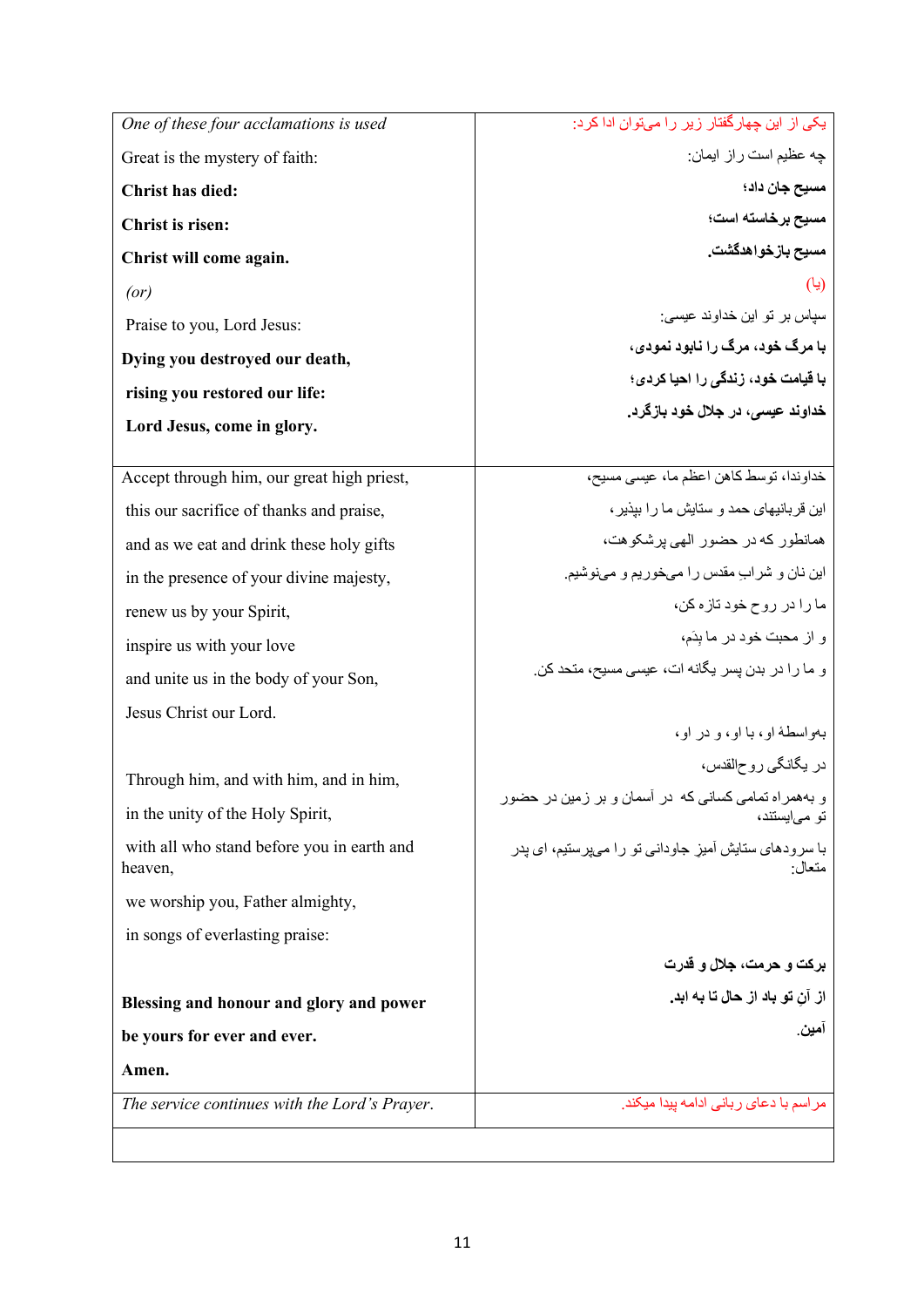| *One of these four acclamations is used* | یکی از این چهارگفتار زیر را می‌توان ادا کرد: |
|---|---|
| Great is the mystery of faith:<br>**Christ has died:**<br>**Christ is risen:**<br>**Christ will come again.**<br>*(or)*<br>Praise to you, Lord Jesus:<br>**Dying you destroyed our death,**<br>**rising you restored our life:**<br>**Lord Jesus, come in glory.** | چه عظیم است راز ایمان:<br>**مسیح جان داد؛**<br>**مسیح برخاسته است؛**<br>**مسیح بازخواهدگشت.**<br>(یا)<br>سپاس بر تو این خداوند عیسی:<br>**با مرگ خود، مرگ را نابود نمودی،**<br>**با قیامت خود، زندگی را احیا کردی؛**<br>**خداوند عیسی، در جلال خود بازگرد.** |
| Accept through him, our great high priest,<br>this our sacrifice of thanks and praise,<br>and as we eat and drink these holy gifts<br>in the presence of your divine majesty,<br>renew us by your Spirit,<br>inspire us with your love<br>and unite us in the body of your Son,<br>Jesus Christ our Lord.<br><br>Through him, and with him, and in him,<br>in the unity of the Holy Spirit,<br>with all who stand before you in earth and heaven,<br>we worship you, Father almighty,<br>in songs of everlasting praise:<br><br>**Blessing and honour and glory and power**<br>**be yours for ever and ever.**<br>**Amen.** | خداوندا، توسط کاهن اعظم ما، عیسی مسیح،<br>این قربانیهای حمد و ستایش ما را بپذیر،<br>همانطور که در حضور الهی پرشکوه‌ت،<br>این نان و شرابِ مقدس را می‌خوریم و می‌نوشیم.<br>ما را در روح خود تازه کن،<br>و از محبت خود در ما بِدَم،<br>و ما را در بدن پسر یگانه ات، عیسی مسیح، متحد کن.<br><br>به‌واسطهٔ او، با او، و در او،<br>در یگانگی روح‌القدس،<br>و به‌همراه تمامی کسانی که در آسمان و بر زمین در حضور تو می‌ایستند،<br>با سرودهای ستایش آمیز جاودانی تو را می‌پرستیم، ای پدر متعال:<br><br>**برکت و حرمت، جلال و قدرت**<br>**از آنِ تو باد از حال تا به ابد.**<br>آمین. |
| *The service continues with the Lord's Prayer.* | مراسم با دعای ربانی ادامه پیدا میکند. |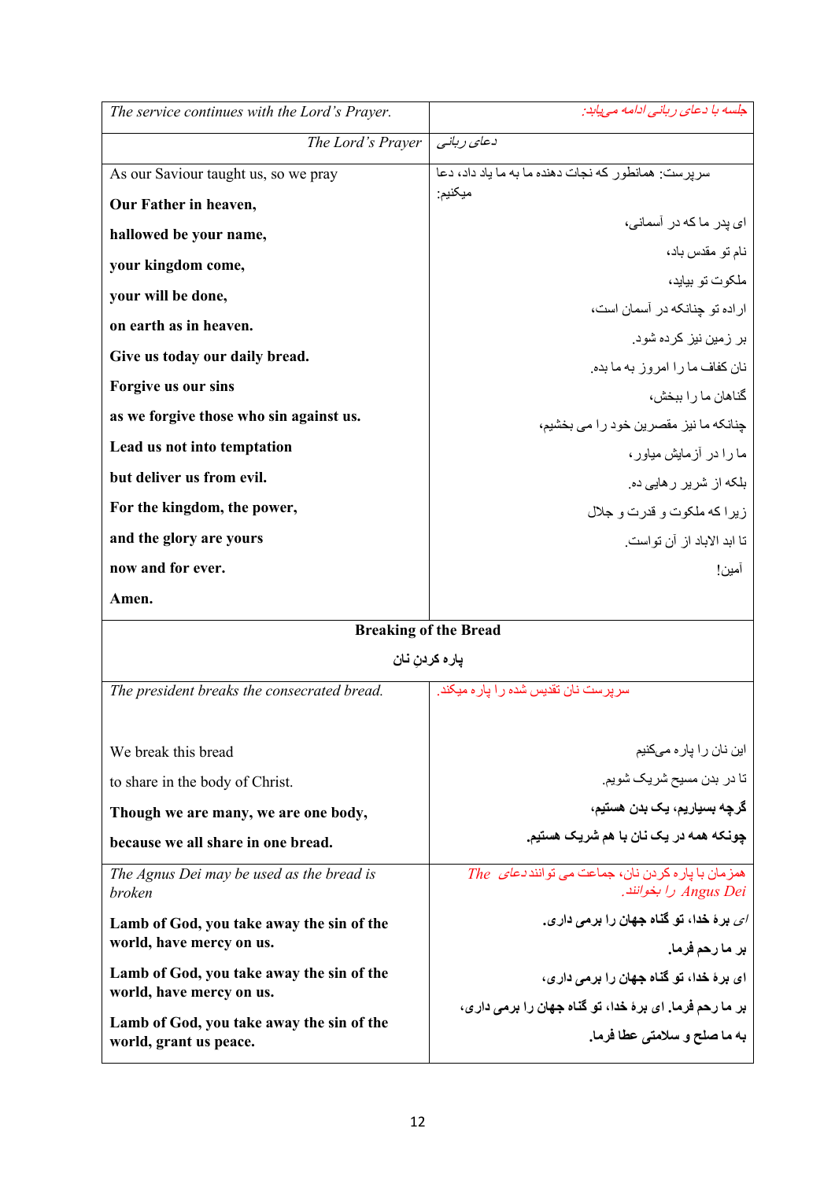| *The service continues with the Lord's Prayer.* | *جلسه با دعای ربانی ادامه می‌یابد:* |
|---|---|
| *The Lord's Prayer* | *دعای ربانی* |
| As our Saviour taught us, so we pray<br><br>**Our Father in heaven,**<br><br>**hallowed be your name,**<br><br>**your kingdom come,**<br><br>**your will be done,**<br><br>**on earth as in heaven.**<br><br>**Give us today our daily bread.**<br><br>**Forgive us our sins**<br><br>**as we forgive those who sin against us.**<br><br>**Lead us not into temptation**<br><br>**but deliver us from evil.**<br><br>**For the kingdom, the power,**<br><br>**and the glory are yours**<br><br>**now and for ever.**<br><br>**Amen.** | سرپرست: همانطور که نجات دهنده ما به ما یاد داد، دعا میکنیم:<br><br>ای پدر ما که در آسمانی،<br><br>نام تو مقدس باد،<br><br>ملکوت تو بیاید،<br><br>اراده تو چنانکه در آسمان است،<br><br>بر زمین نیز کرده شود.<br><br>نان کفاف ما را امروز به ما بده.<br><br>گناهان ما را ببخش،<br><br>چنانکه ما نیز مقصرین خود را می بخشیم،<br><br>ما را در آزمایش میاور،<br><br>بلکه از شریر رهایی ده.<br><br>زیرا که ملکوت و قدرت و جلال<br><br>تا ابد الاباد از آن توست.<br><br>آمین! |
| **Breaking of the Bread**<br><br>**پاره کردنِ نان** | |
| *The president breaks the consecrated bread.*<br><br>We break this bread<br><br>to share in the body of Christ.<br><br>**Though we are many, we are one body,**<br><br>**because we all share in one bread.** | سرپرست نان تقدیس شده را پاره میکند.<br><br>این نان را پاره می‌کنیم<br><br>تا در بدن مسیح شریک شویم.<br><br>**گرچه بسیاریم، یک بدن هستیم،**<br><br>**چونکه همه در یک نان با هم شریک هستیم.** |
| *The Agnus Dei may be used as the bread is broken*<br><br>**Lamb of God, you take away the sin of the world, have mercy on us.**<br><br>**Lamb of God, you take away the sin of the world, have mercy on us.**<br><br>**Lamb of God, you take away the sin of the world, grant us peace.** | همزمان با پاره کردن نان، جماعت می توانند دعای The Angus Dei *را بخوانند.*<br><br>**ای برهٔ خدا، تو گناه جهان را برمی داری.**<br><br>**بر ما رحم فرما.**<br><br>**ای برهٔ خدا، تو گناه جهان را برمی داری،**<br><br>**بر ما رحم فرما. ای برهٔ خدا، تو گناه جهان را برمی داری،**<br><br>**به ما صلح و سلامتی عطا فرما.** |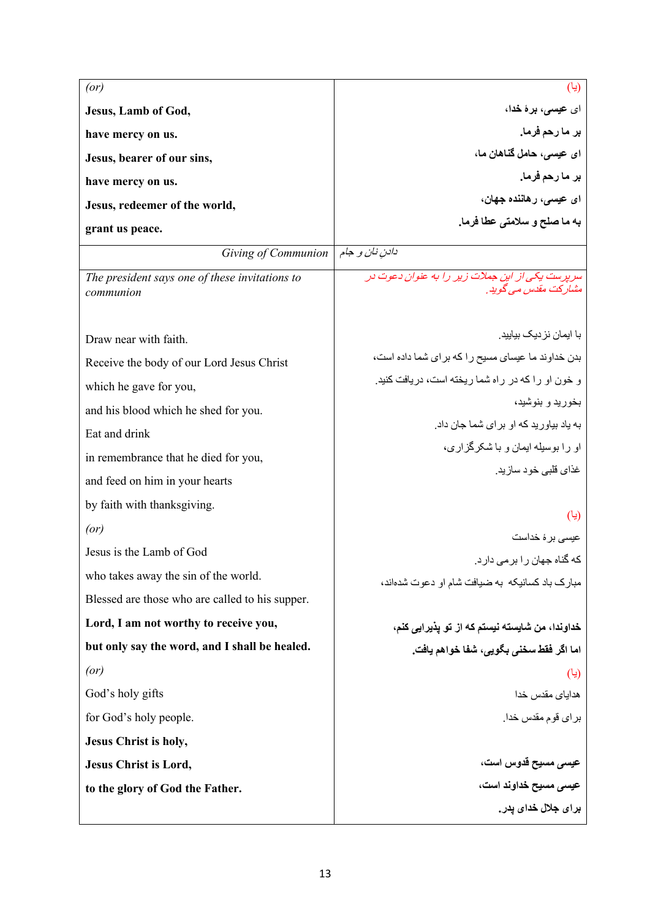| *(or)*<br><br>**Jesus, Lamb of God,**<br><br>**have mercy on us.**<br><br>**Jesus, bearer of our sins,**<br><br>**have mercy on us.**<br><br>**Jesus, redeemer of the world,**<br><br>**grant us peace.** | (یا)<br><br>**ای عیسی، برهٔ خدا،**<br><br>**بر ما رحم فرما.**<br><br>**ای عیسی، حامل گناهان ما،**<br><br>**بر ما رحم فرما.**<br><br>**ای عیسی، رهاننده جهان،**<br><br>**به ما صلح و سلامتی عطا فرما.** |
|---|---|
| *Giving of Communion* | *دادنِ نان و جام* |
| *The president says one of these invitations to communion*<br><br>Draw near with faith.<br><br>Receive the body of our Lord Jesus Christ<br><br>which he gave for you,<br><br>and his blood which he shed for you.<br><br>Eat and drink<br><br>in remembrance that he died for you,<br><br>and feed on him in your hearts<br><br>by faith with thanksgiving.<br><br>*(or)*<br><br>Jesus is the Lamb of God<br><br>who takes away the sin of the world.<br><br>Blessed are those who are called to his supper.<br><br>**Lord, I am not worthy to receive you,**<br><br>**but only say the word, and I shall be healed.**<br><br>*(or)*<br><br>God's holy gifts<br><br>for God's holy people.<br><br>**Jesus Christ is holy,**<br><br>**Jesus Christ is Lord,**<br><br>**to the glory of God the Father.** | *سرپرست یکی از این جملات زیر را به عنوان دعوت در مشارکت مقدس می گوید.*<br><br>با ایمان نزدیک بیایید.<br><br>بدن خداوند ما عیسای مسیح را که برای شما داده است،<br><br>و خون او را که در راه شما ریخته است، دریافت کنید.<br><br>بخورید و بنوشید،<br><br>به یاد بیاورید که او برای شما جان داد.<br><br>او را بوسیله ایمان و با شکرگزاری،<br><br>غذای قلبی خود سازید.<br><br>(یا)<br><br>عیسی برهٔ خداست<br><br>که گناه جهان را برمی دارد.<br><br>مبارک باد کسانیکه به ضیافت شام او دعوت شده‌اند،<br><br>**خداوندا، من شایسته نیستم که از تو پذیرایی کنم،**<br><br>**اما اگر فقط سخنی بگویی، شفا خواهم یافت.**<br><br>(یا)<br><br>هدایای مقدس خدا<br><br>برای قوم مقدس خدا.<br><br>**عیسی مسیح قدوس است،**<br><br>**عیسی مسیح خداوند است،**<br><br>**برای جلال خدای پدر.** |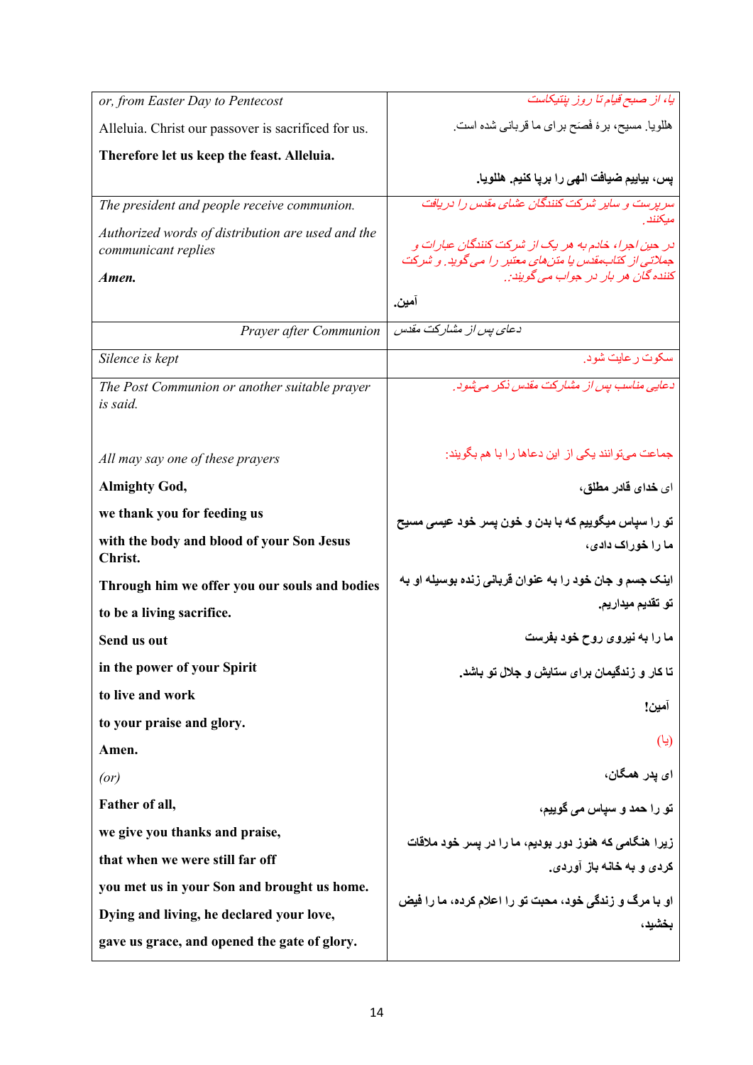| | |
|---|---|
| *or, from Easter Day to Pentecost*<br><br>Alleluia. Christ our passover is sacrificed for us.<br><br>**Therefore let us keep the feast. Alleluia.** | *یا، از صبح قیام تا روز پنتیکاست*<br><br>هللویا. مسیح، برهٔ فصَح برای ما قربانی شده است.<br><br>**پس، بیاییم ضیافت الهی را برپا کنیم. هللویا.** |
| *The president and people receive communion.*<br><br>*Authorized words of distribution are used and the communicant replies*<br><br>***Amen.*** | *سرپرست و سایر شرکت کنندگان عشای مقدس را دریافت میکنند.*<br><br>*در حین اجرا، خادم به هر یک از شرکت کنندگان عبارات و جملاتی از کتاب‌مقدس یا متن‌های معتبر را می گوید. و شرکت کننده گان هر بار در جواب می گویند:*<br><br>**آمین.** |
| *Prayer after Communion* | *دعای پس از مشارکت مقدس* |
| *Silence is kept* | *سکوت رعایت شود.* |
| *The Post Communion or another suitable prayer is said.*<br><br>*All may say one of these prayers*<br><br>**Almighty God,**<br><br>**we thank you for feeding us**<br><br>**with the body and blood of your Son Jesus Christ.**<br><br>**Through him we offer you our souls and bodies**<br><br>**to be a living sacrifice.**<br><br>**Send us out**<br><br>**in the power of your Spirit**<br><br>**to live and work**<br><br>**to your praise and glory.**<br><br>**Amen.**<br><br>*(or)*<br><br>**Father of all,**<br><br>**we give you thanks and praise,**<br><br>**that when we were still far off**<br><br>**you met us in your Son and brought us home.**<br><br>**Dying and living, he declared your love,**<br><br>**gave us grace, and opened the gate of glory.** | *دعایی مناسب پس از مشارکت مقدس ذکر می‌شود.*<br><br>*جماعت می‌توانند یکی از این دعاها را با هم بگویند:*<br><br>**ای خدای قادر مطلق،**<br><br>**تو را سپاس میگوییم که با بدن و خون پسر خود عیسی مسیح ما را خوراک دادی،**<br><br>**اینک جسم و جان خود را به عنوان قربانی زنده بوسیله او به تو تقدیم میداریم.**<br><br>**ما را به نیروی روح خود بفرست**<br><br>**تا کار و زندگیمان برای ستایش و جلال تو باشد.**<br><br>**آمین!**<br><br>(یا)<br><br>**ای پدر همگان،**<br><br>**تو را حمد و سپاس می گوییم،**<br><br>**زیرا هنگامی که هنوز دور بودیم، ما را در پسر خود ملاقات کردی و به خانه باز آوردی.**<br><br>**او با مرگ و زندگی خود، محبت تو را اعلام کرده، ما را فیض بخشید،** |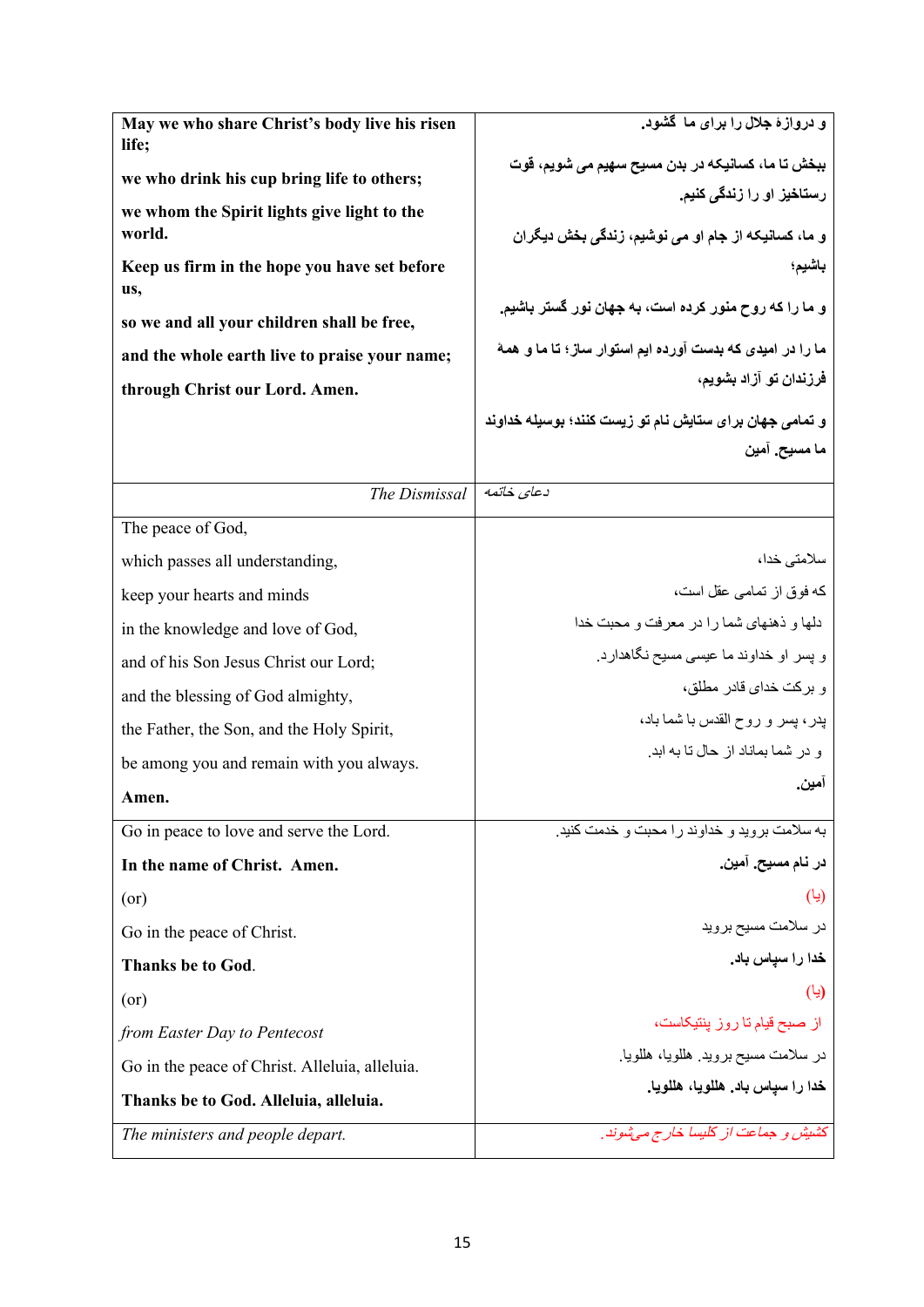| **May we who share Christ's body live his risen life;**<br><br>**we who drink his cup bring life to others;**<br><br>**we whom the Spirit lights give light to the world.**<br><br>**Keep us firm in the hope you have set before us,**<br><br>**so we and all your children shall be free,**<br><br>**and the whole earth live to praise your name;**<br><br>**through Christ our Lord. Amen.** | **و دروازهٔ جلال را برای ما گشود.**<br><br>**ببخش تا ما، کسانیکه در بدن مسیح سهیم می شویم، قوت رستاخیز او را زندگی کنیم.**<br><br>**و ما، کسانیکه از جام او می نوشیم، زندگی بخش دیگران باشیم؛**<br><br>**و ما را که روح منور کرده است، به جهان نور گستر باشیم.**<br><br>**ما را در امیدی که بدست آورده ایم استوار ساز؛ تا ما و همهٔ فرزندان تو آزاد بشویم،**<br><br>**و تمامی جهان برای ستایش نام تو زیست کنند؛ بوسیله خداوند ما مسیح. آمین** |
|---|---|
| *The Dismissal* | *دعای خاتمه* |
| The peace of God,<br><br>which passes all understanding,<br><br>keep your hearts and minds<br><br>in the knowledge and love of God,<br><br>and of his Son Jesus Christ our Lord;<br><br>and the blessing of God almighty,<br><br>the Father, the Son, and the Holy Spirit,<br><br>be among you and remain with you always.<br><br>**Amen.** | سلامتی خدا،<br><br>که فوق از تمامی عقل است،<br><br>دلها و ذهنهای شما را در معرفت و محبت خدا<br><br>و پسر او خداوند ما عیسی مسیح نگاهدارد.<br><br>و برکت خدای قادر مطلق،<br><br>پدر، پسر و روح القدس با شما باد،<br><br>و در شما بماناد از حال تا به ابد.<br><br>**آمین.** |
| Go in peace to love and serve the Lord.<br><br>**In the name of Christ. Amen.**<br><br>(or)<br><br>Go in the peace of Christ.<br><br>**Thanks be to God.**<br><br>(or)<br><br>*from Easter Day to Pentecost*<br><br>Go in the peace of Christ. Alleluia, alleluia.<br><br>**Thanks be to God. Alleluia, alleluia.** | به سلامت بروید و خداوند را محبت و خدمت کنید.<br><br>**در نام مسیح. آمین.**<br><br>(یا)<br><br>در سلامت مسیح بروید<br><br>**خدا را سپاس باد.**<br><br>(یا)<br><br>از صبح قیام تا روز پنتیکاست،<br><br>در سلامت مسیح بروید. هللویا، هللویا.<br><br>**خدا را سپاس باد. هللویا، هللویا.** |
| *The ministers and people depart.* | *کشیش و جماعت از کلیسا خارج می‌شوند.* |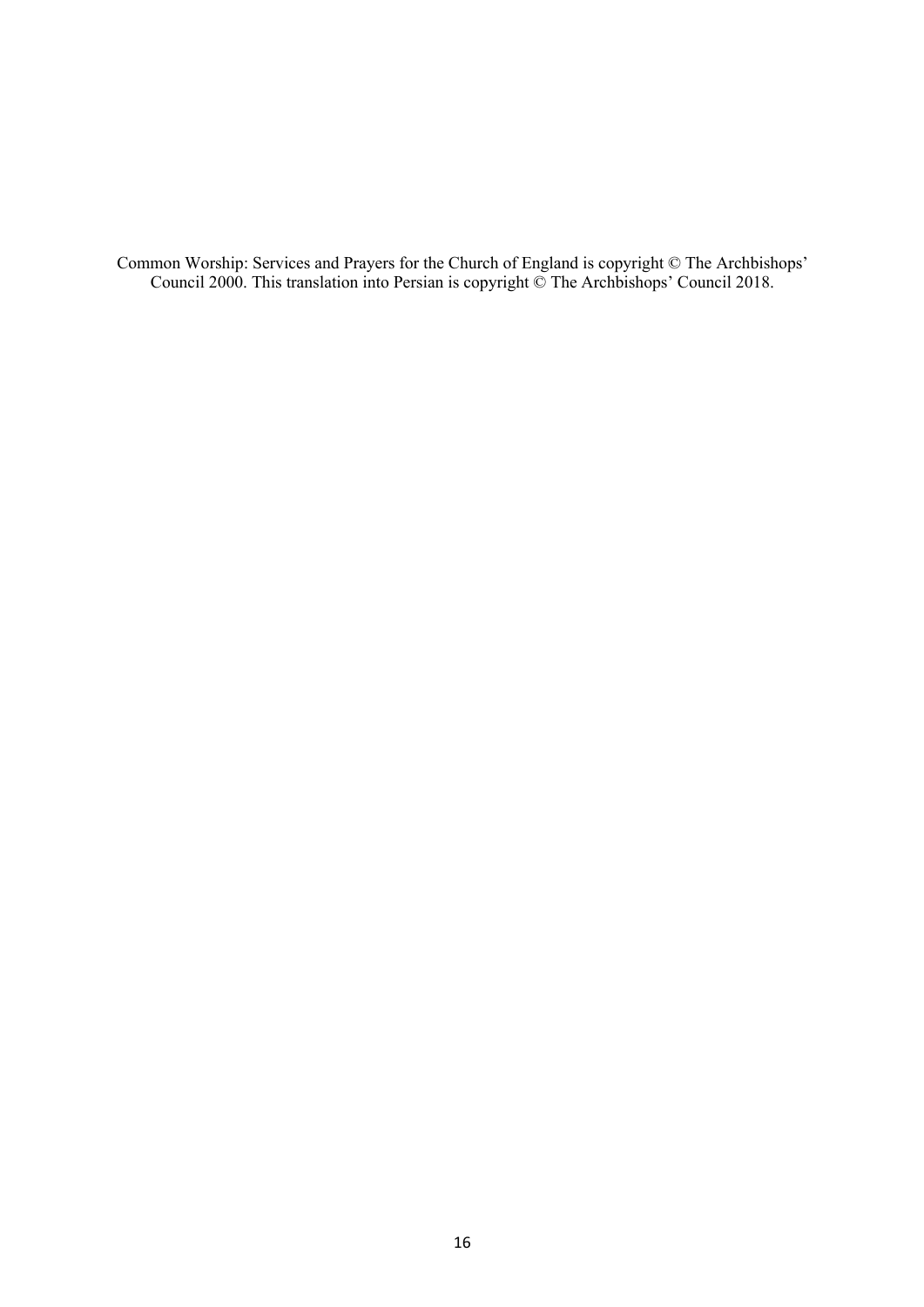Common Worship: Services and Prayers for the Church of England is copyright © The Archbishops' Council 2000. This translation into Persian is copyright © The Archbishops' Council 2018.